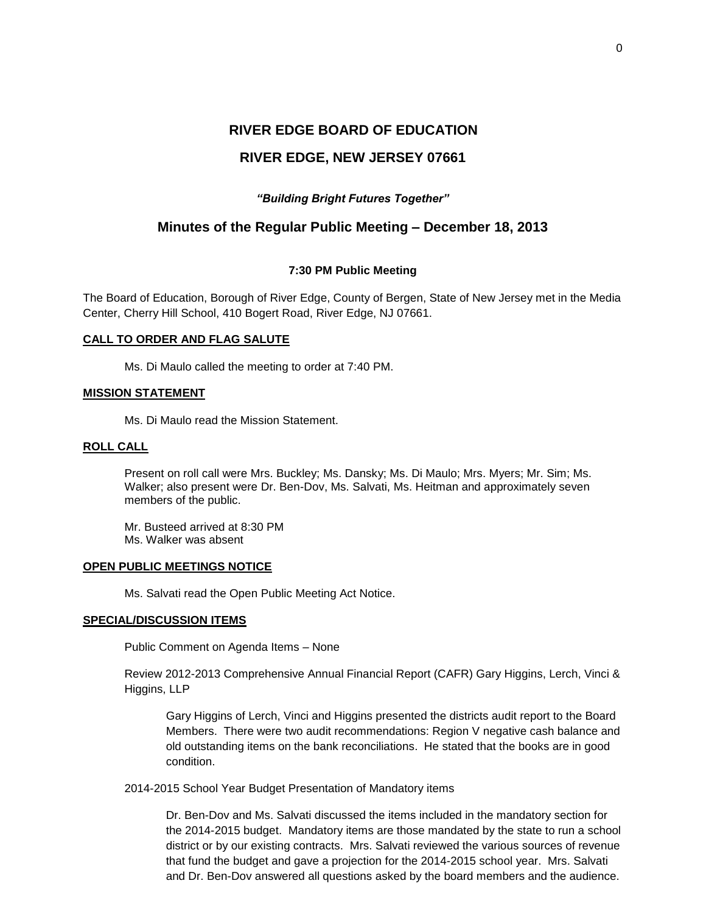# RIVER EDGE BOARD OF EDUCATION

## RIVER EDGE, NEW JERSEY 07661

***"Building Bright Futures Together"***

## Minutes of the Regular Public Meeting – December 18, 2013

**7:30 PM Public Meeting**

The Board of Education, Borough of River Edge, County of Bergen, State of New Jersey met in the Media Center, Cherry Hill School, 410 Bogert Road, River Edge, NJ 07661.

**CALL TO ORDER AND FLAG SALUTE**

Ms. Di Maulo called the meeting to order at 7:40 PM.

**MISSION STATEMENT**

Ms. Di Maulo read the Mission Statement.

**ROLL CALL**

Present on roll call were Mrs. Buckley; Ms. Dansky; Ms. Di Maulo; Mrs. Myers; Mr. Sim; Ms. Walker; also present were Dr. Ben-Dov, Ms. Salvati, Ms. Heitman and approximately seven members of the public.

Mr. Busteed arrived at 8:30 PM
Ms. Walker was absent

**OPEN PUBLIC MEETINGS NOTICE**

Ms. Salvati read the Open Public Meeting Act Notice.

**SPECIAL/DISCUSSION ITEMS**

Public Comment on Agenda Items – None

Review 2012-2013 Comprehensive Annual Financial Report (CAFR) Gary Higgins, Lerch, Vinci & Higgins, LLP

Gary Higgins of Lerch, Vinci and Higgins presented the districts audit report to the Board Members. There were two audit recommendations: Region V negative cash balance and old outstanding items on the bank reconciliations. He stated that the books are in good condition.

2014-2015 School Year Budget Presentation of Mandatory items

Dr. Ben-Dov and Ms. Salvati discussed the items included in the mandatory section for the 2014-2015 budget. Mandatory items are those mandated by the state to run a school district or by our existing contracts. Mrs. Salvati reviewed the various sources of revenue that fund the budget and gave a projection for the 2014-2015 school year. Mrs. Salvati and Dr. Ben-Dov answered all questions asked by the board members and the audience.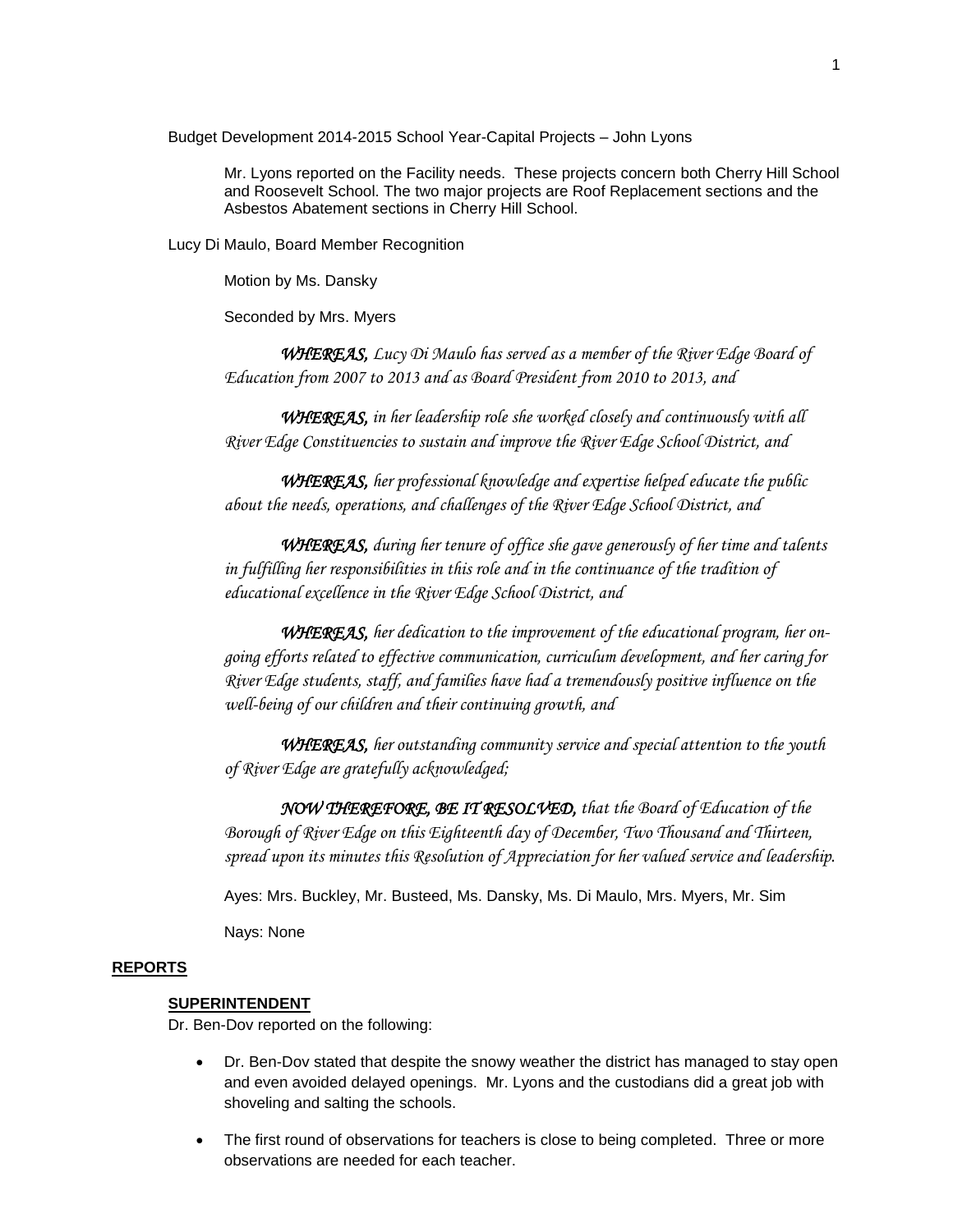Budget Development 2014-2015 School Year-Capital Projects – John Lyons

Mr. Lyons reported on the Facility needs. These projects concern both Cherry Hill School and Roosevelt School. The two major projects are Roof Replacement sections and the Asbestos Abatement sections in Cherry Hill School.

Lucy Di Maulo, Board Member Recognition

Motion by Ms. Dansky

Seconded by Mrs. Myers

***WHEREAS,*** *Lucy Di Maulo has served as a member of the River Edge Board of Education from 2007 to 2013 and as Board President from 2010 to 2013, and*

***WHEREAS,*** *in her leadership role she worked closely and continuously with all River Edge Constituencies to sustain and improve the River Edge School District, and*

***WHEREAS,*** *her professional knowledge and expertise helped educate the public about the needs, operations, and challenges of the River Edge School District, and*

***WHEREAS,*** *during her tenure of office she gave generously of her time and talents in fulfilling her responsibilities in this role and in the continuance of the tradition of educational excellence in the River Edge School District, and*

***WHEREAS,*** *her dedication to the improvement of the educational program, her on-going efforts related to effective communication, curriculum development, and her caring for River Edge students, staff, and families have had a tremendously positive influence on the well-being of our children and their continuing growth, and*

***WHEREAS,*** *her outstanding community service and special attention to the youth of River Edge are gratefully acknowledged;*

***NOW THEREFORE, BE IT RESOLVED,*** *that the Board of Education of the Borough of River Edge on this Eighteenth day of December, Two Thousand and Thirteen, spread upon its minutes this Resolution of Appreciation for her valued service and leadership.*

Ayes: Mrs. Buckley, Mr. Busteed, Ms. Dansky, Ms. Di Maulo, Mrs. Myers, Mr. Sim

Nays: None

## REPORTS

### SUPERINTENDENT

Dr. Ben-Dov reported on the following:

- Dr. Ben-Dov stated that despite the snowy weather the district has managed to stay open and even avoided delayed openings. Mr. Lyons and the custodians did a great job with shoveling and salting the schools.
- The first round of observations for teachers is close to being completed. Three or more observations are needed for each teacher.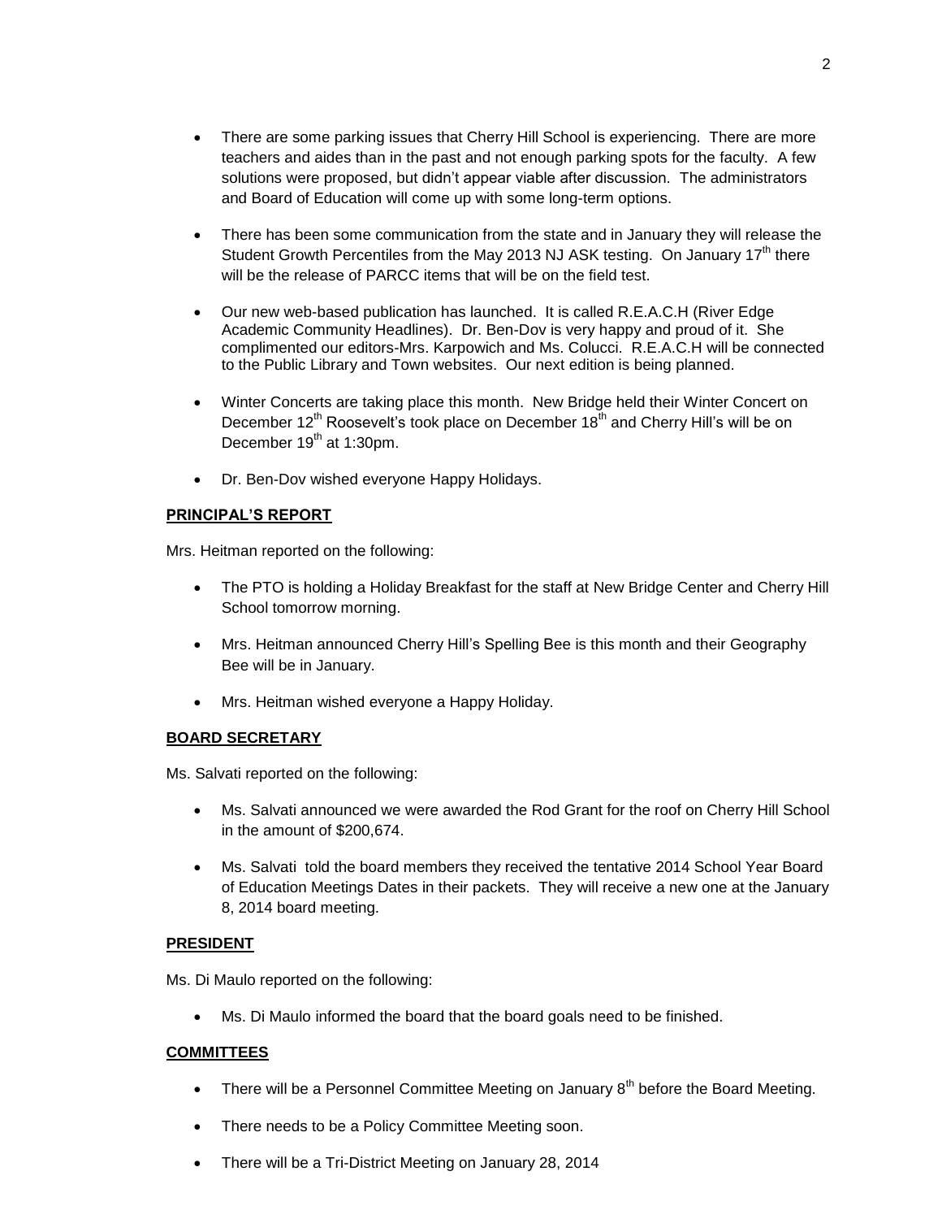- There are some parking issues that Cherry Hill School is experiencing. There are more teachers and aides than in the past and not enough parking spots for the faculty. A few solutions were proposed, but didn't appear viable after discussion. The administrators and Board of Education will come up with some long-term options.

- There has been some communication from the state and in January they will release the Student Growth Percentiles from the May 2013 NJ ASK testing. On January 17th there will be the release of PARCC items that will be on the field test.

- Our new web-based publication has launched. It is called R.E.A.C.H (River Edge Academic Community Headlines). Dr. Ben-Dov is very happy and proud of it. She complimented our editors-Mrs. Karpowich and Ms. Colucci. R.E.A.C.H will be connected to the Public Library and Town websites. Our next edition is being planned.

- Winter Concerts are taking place this month. New Bridge held their Winter Concert on December 12th Roosevelt's took place on December 18th and Cherry Hill's will be on December 19th at 1:30pm.

- Dr. Ben-Dov wished everyone Happy Holidays.

**PRINCIPAL'S REPORT**

Mrs. Heitman reported on the following:

- The PTO is holding a Holiday Breakfast for the staff at New Bridge Center and Cherry Hill School tomorrow morning.

- Mrs. Heitman announced Cherry Hill's Spelling Bee is this month and their Geography Bee will be in January.

- Mrs. Heitman wished everyone a Happy Holiday.

**BOARD SECRETARY**

Ms. Salvati reported on the following:

- Ms. Salvati announced we were awarded the Rod Grant for the roof on Cherry Hill School in the amount of $200,674.

- Ms. Salvati told the board members they received the tentative 2014 School Year Board of Education Meetings Dates in their packets. They will receive a new one at the January 8, 2014 board meeting.

**PRESIDENT**

Ms. Di Maulo reported on the following:

- Ms. Di Maulo informed the board that the board goals need to be finished.

**COMMITTEES**

- There will be a Personnel Committee Meeting on January 8th before the Board Meeting.

- There needs to be a Policy Committee Meeting soon.

- There will be a Tri-District Meeting on January 28, 2014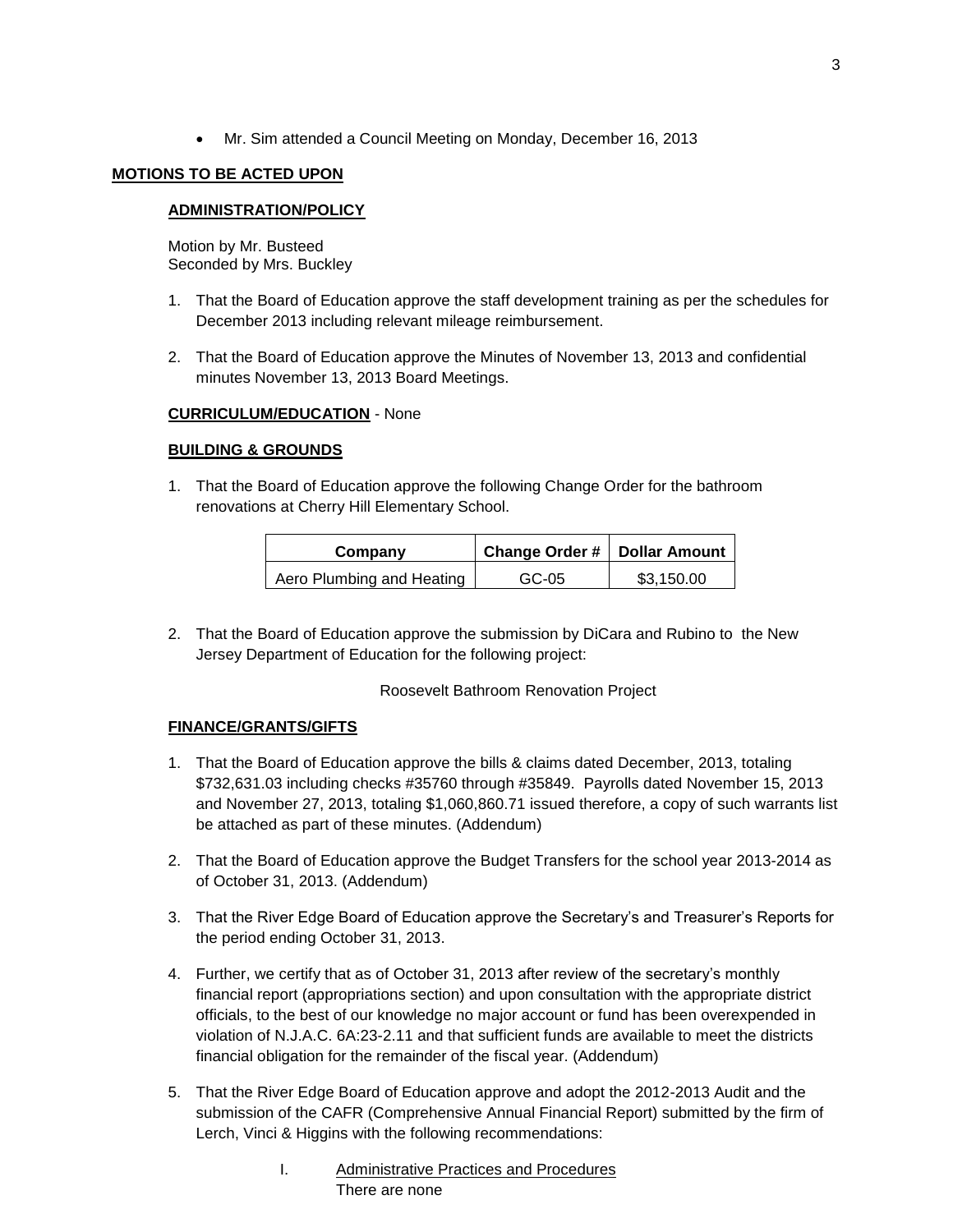- Mr. Sim attended a Council Meeting on Monday, December 16, 2013

**MOTIONS TO BE ACTED UPON**

**ADMINISTRATION/POLICY**

Motion by Mr. Busteed
Seconded by Mrs. Buckley

1. That the Board of Education approve the staff development training as per the schedules for December 2013 including relevant mileage reimbursement.

2. That the Board of Education approve the Minutes of November 13, 2013 and confidential minutes November 13, 2013 Board Meetings.

**CURRICULUM/EDUCATION** - None

**BUILDING & GROUNDS**

1. That the Board of Education approve the following Change Order for the bathroom renovations at Cherry Hill Elementary School.

| Company | Change Order # | Dollar Amount |
| --- | --- | --- |
| Aero Plumbing and Heating | GC-05 | $3,150.00 |

2. That the Board of Education approve the submission by DiCara and Rubino to the New Jersey Department of Education for the following project:

   Roosevelt Bathroom Renovation Project

**FINANCE/GRANTS/GIFTS**

1. That the Board of Education approve the bills & claims dated December, 2013, totaling $732,631.03 including checks #35760 through #35849. Payrolls dated November 15, 2013 and November 27, 2013, totaling $1,060,860.71 issued therefore, a copy of such warrants list be attached as part of these minutes. (Addendum)

2. That the Board of Education approve the Budget Transfers for the school year 2013-2014 as of October 31, 2013. (Addendum)

3. That the River Edge Board of Education approve the Secretary's and Treasurer's Reports for the period ending October 31, 2013.

4. Further, we certify that as of October 31, 2013 after review of the secretary's monthly financial report (appropriations section) and upon consultation with the appropriate district officials, to the best of our knowledge no major account or fund has been overexpended in violation of N.J.A.C. 6A:23-2.11 and that sufficient funds are available to meet the districts financial obligation for the remainder of the fiscal year. (Addendum)

5. That the River Edge Board of Education approve and adopt the 2012-2013 Audit and the submission of the CAFR (Comprehensive Annual Financial Report) submitted by the firm of Lerch, Vinci & Higgins with the following recommendations:

   I. Administrative Practices and Procedures
   There are none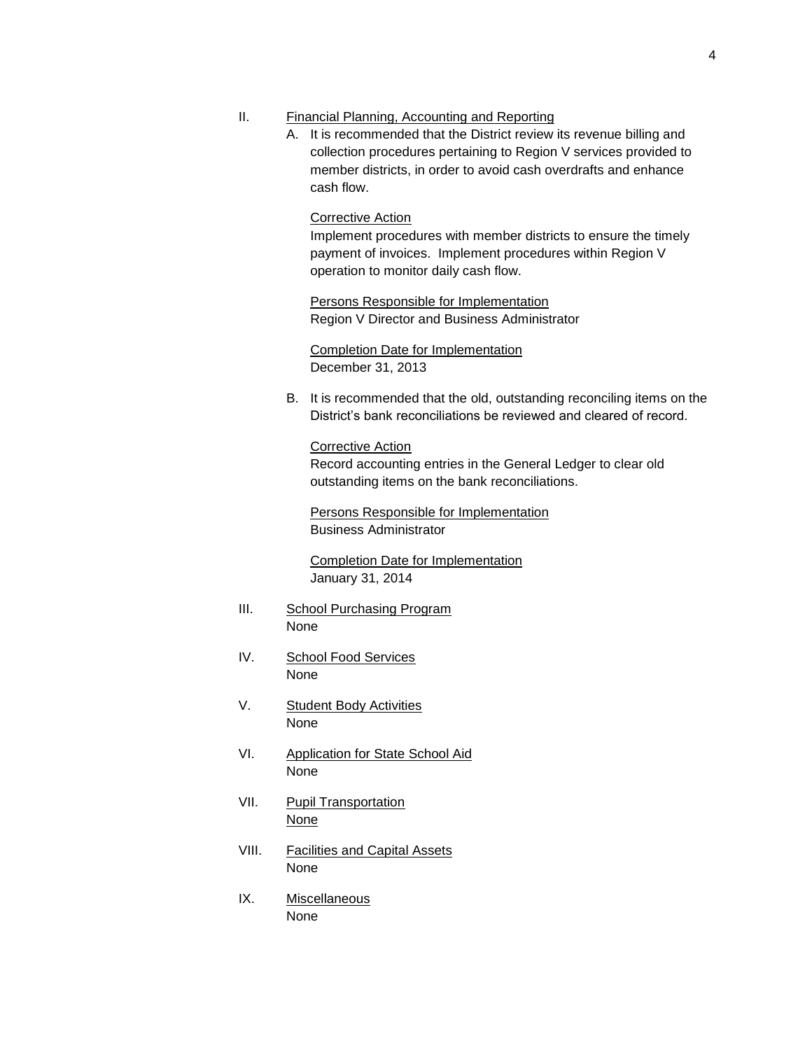II. Financial Planning, Accounting and Reporting

A. It is recommended that the District review its revenue billing and collection procedures pertaining to Region V services provided to member districts, in order to avoid cash overdrafts and enhance cash flow.

Corrective Action
Implement procedures with member districts to ensure the timely payment of invoices. Implement procedures within Region V operation to monitor daily cash flow.

Persons Responsible for Implementation
Region V Director and Business Administrator

Completion Date for Implementation
December 31, 2013

B. It is recommended that the old, outstanding reconciling items on the District's bank reconciliations be reviewed and cleared of record.

Corrective Action
Record accounting entries in the General Ledger to clear old outstanding items on the bank reconciliations.

Persons Responsible for Implementation
Business Administrator

Completion Date for Implementation
January 31, 2014

III. School Purchasing Program
None

IV. School Food Services
None

V. Student Body Activities
None

VI. Application for State School Aid
None

VII. Pupil Transportation
None

VIII. Facilities and Capital Assets
None

IX. Miscellaneous
None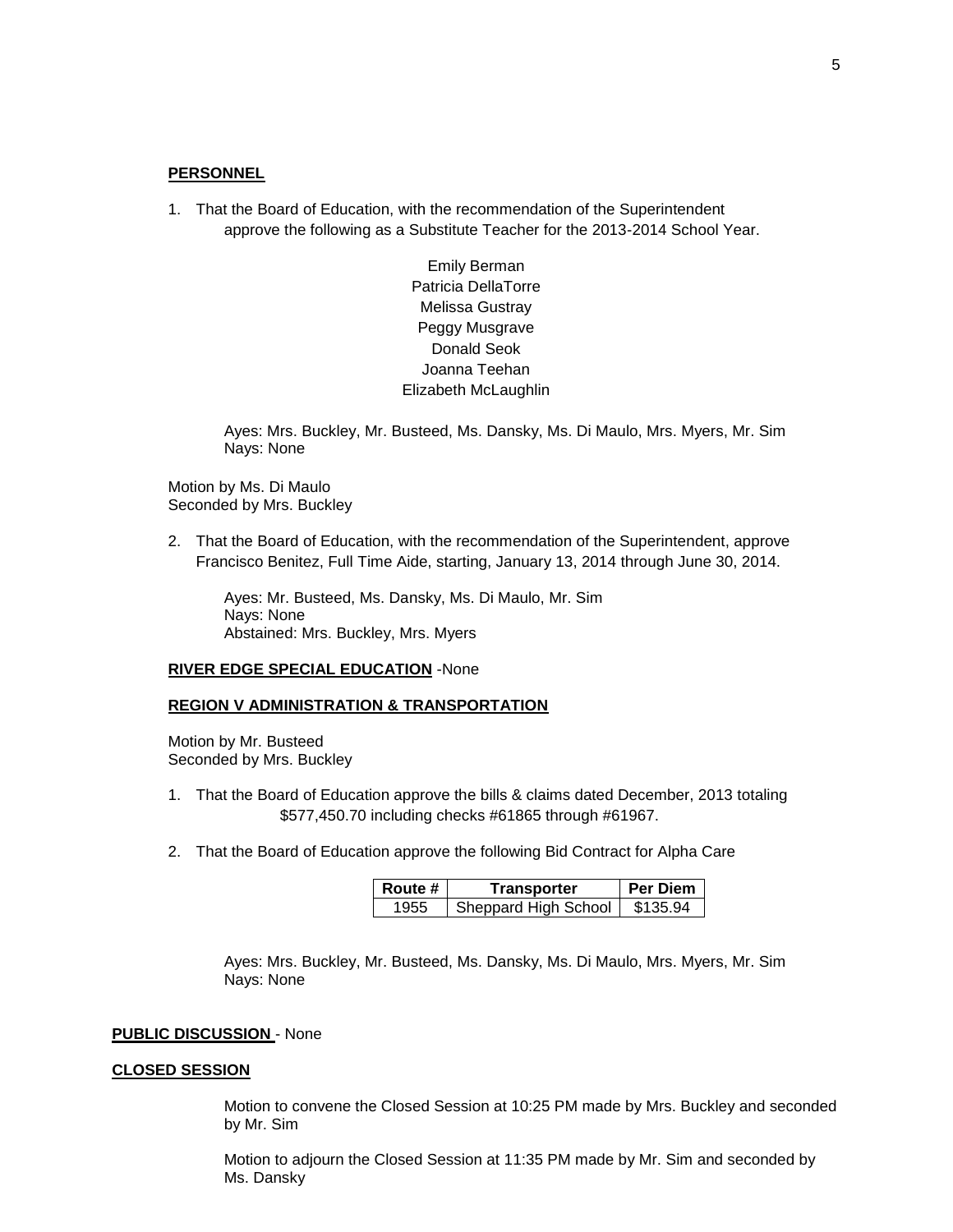**PERSONNEL**

1. That the Board of Education, with the recommendation of the Superintendent approve the following as a Substitute Teacher for the 2013-2014 School Year.

   Emily Berman
   Patricia DellaTorre
   Melissa Gustray
   Peggy Musgrave
   Donald Seok
   Joanna Teehan
   Elizabeth McLaughlin

   Ayes: Mrs. Buckley, Mr. Busteed, Ms. Dansky, Ms. Di Maulo, Mrs. Myers, Mr. Sim
   Nays: None

Motion by Ms. Di Maulo
Seconded by Mrs. Buckley

2. That the Board of Education, with the recommendation of the Superintendent, approve Francisco Benitez, Full Time Aide, starting, January 13, 2014 through June 30, 2014.

   Ayes: Mr. Busteed, Ms. Dansky, Ms. Di Maulo, Mr. Sim
   Nays: None
   Abstained: Mrs. Buckley, Mrs. Myers

**RIVER EDGE SPECIAL EDUCATION** -None

**REGION V ADMINISTRATION & TRANSPORTATION**

Motion by Mr. Busteed
Seconded by Mrs. Buckley

1. That the Board of Education approve the bills & claims dated December, 2013 totaling $577,450.70 including checks #61865 through #61967.

2. That the Board of Education approve the following Bid Contract for Alpha Care

| Route # | Transporter | Per Diem |
|---|---|---|
| 1955 | Sheppard High School | $135.94 |

   Ayes: Mrs. Buckley, Mr. Busteed, Ms. Dansky, Ms. Di Maulo, Mrs. Myers, Mr. Sim
   Nays: None

**PUBLIC DISCUSSION** - None

**CLOSED SESSION**

Motion to convene the Closed Session at 10:25 PM made by Mrs. Buckley and seconded by Mr. Sim

Motion to adjourn the Closed Session at 11:35 PM made by Mr. Sim and seconded by Ms. Dansky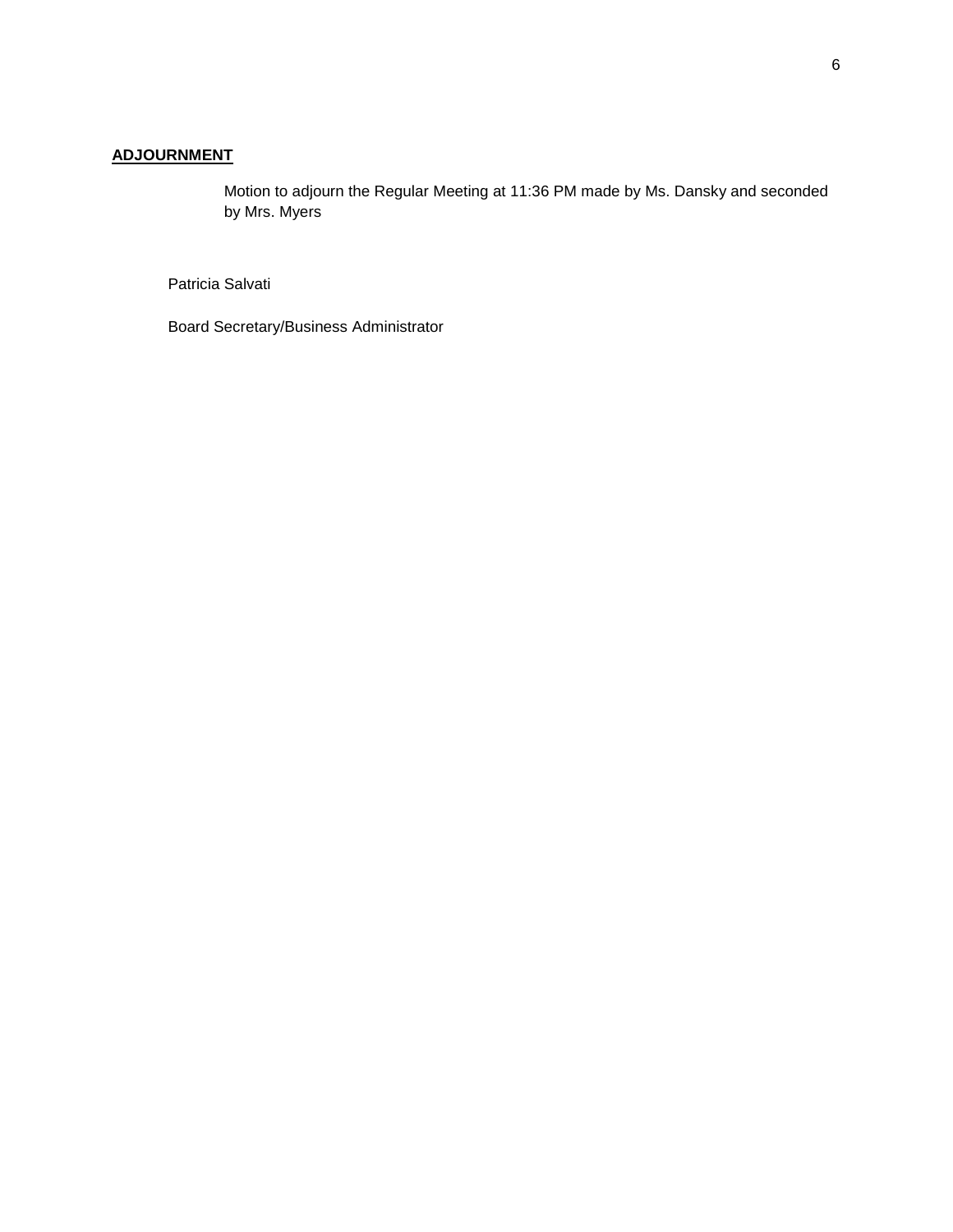**ADJOURNMENT**

Motion to adjourn the Regular Meeting at 11:36 PM made by Ms. Dansky and seconded by Mrs. Myers

Patricia Salvati

Board Secretary/Business Administrator